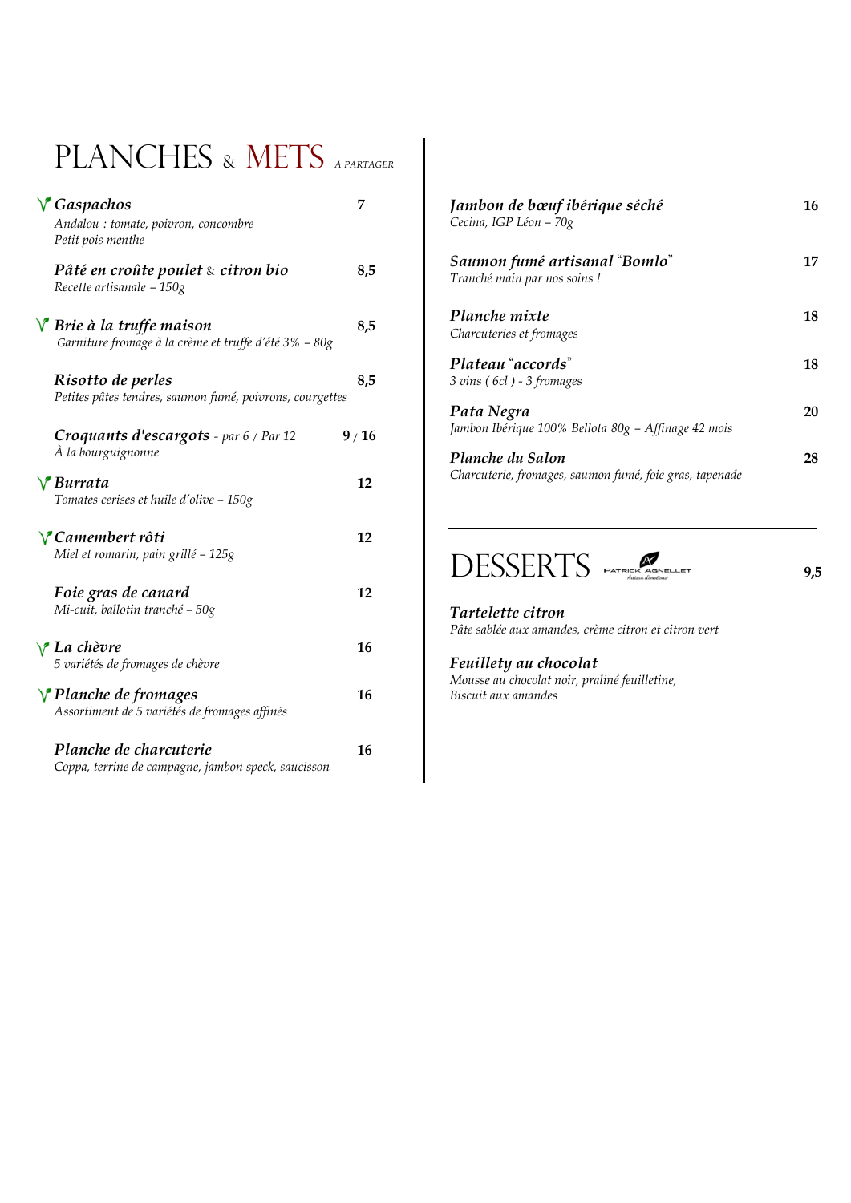# PLANCHES & METS *À PARTAGER*

**Gaspachos** — 7
*Andalou : tomate, poivron, concombre*
*Petit pois menthe*

**Pâté en croûte poulet & citron bio** — 8,5
*Recette artisanale – 150g*

**Brie à la truffe maison** — 8,5
*Garniture fromage à la crème et truffe d'été 3% – 80g*

**Risotto de perles** — 8,5
*Petites pâtes tendres, saumon fumé, poivrons, courgettes*

**Croquants d'escargots** - *par 6 / Par 12* — 9 / 16
*À la bourguignonne*

**Burrata** — 12
*Tomates cerises et huile d'olive – 150g*

**Camembert rôti** — 12
*Miel et romarin, pain grillé – 125g*

**Foie gras de canard** — 12
*Mi-cuit, ballotin tranché – 50g*

**La chèvre** — 16
*5 variétés de fromages de chèvre*

**Planche de fromages** — 16
*Assortiment de 5 variétés de fromages affinés*

**Planche de charcuterie** — 16
*Coppa, terrine de campagne, jambon speck, saucisson*

**Jambon de bœuf ibérique séché** — 16
*Cecina, IGP Léon – 70g*

**Saumon fumé artisanal "Bomlo"** — 17
*Tranché main par nos soins !*

**Planche mixte** — 18
*Charcuteries et fromages*

**Plateau "accords"** — 18
*3 vins ( 6cl ) - 3 fromages*

**Pata Negra** — 20
*Jambon Ibérique 100% Bellota 80g – Affinage 42 mois*

**Planche du Salon** — 28
*Charcuterie, fromages, saumon fumé, foie gras, tapenade*

# DESSERTS — 9,5

Patrick Agnellet

**Tartelette citron**
*Pâte sablée aux amandes, crème citron et citron vert*

**Feuillety au chocolat**
*Mousse au chocolat noir, praliné feuilletine,*
*Biscuit aux amandes*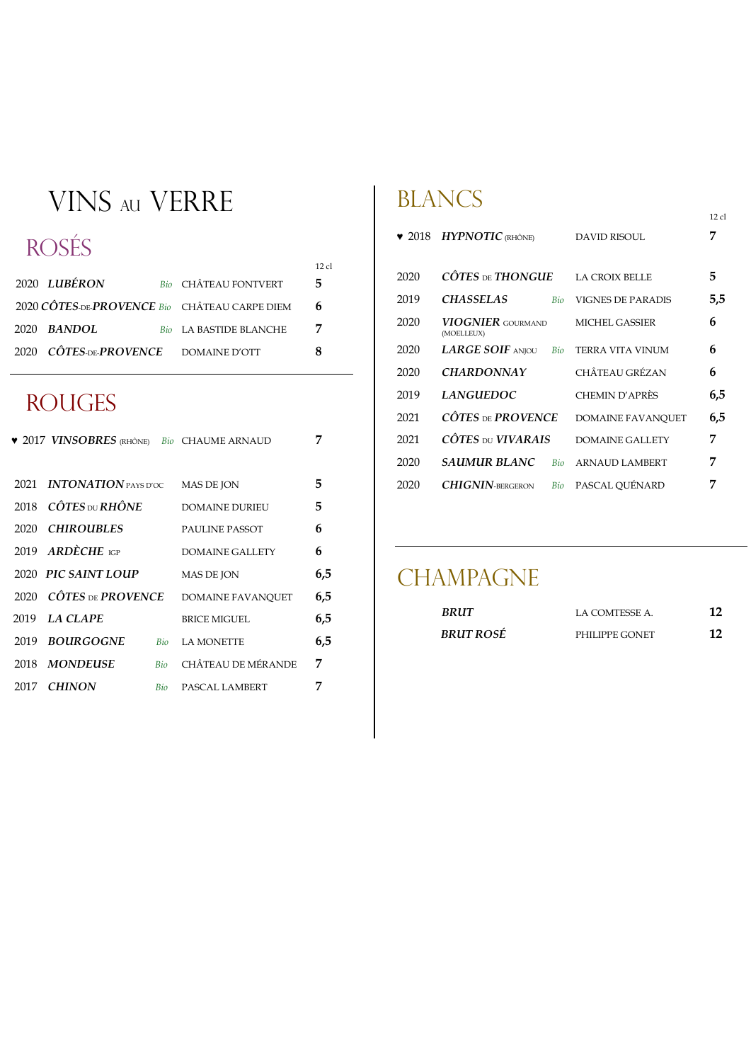# VINS AU VERRE

## ROSÉS

| | | | | 12 cl |
|---|---|---|---|---|
| 2020 | ***LUBÉRON*** | *Bio* | CHÂTEAU FONTVERT | **5** |
| 2020 | ***CÔTES-DE-PROVENCE*** | *Bio* | CHÂTEAU CARPE DIEM | **6** |
| 2020 | ***BANDOL*** | *Bio* | LA BASTIDE BLANCHE | **7** |
| 2020 | ***CÔTES-DE-PROVENCE*** | | DOMAINE D'OTT | **8** |

## ROUGES

| | | | | |
|---|---|---|---|---|
| ♥ 2017 | ***VINSOBRES*** (RHÔNE) | *Bio* | CHAUME ARNAUD | **7** |
| 2021 | ***INTONATION*** PAYS D'OC | | MAS DE JON | **5** |
| 2018 | ***CÔTES DU RHÔNE*** | | DOMAINE DURIEU | **5** |
| 2020 | ***CHIROUBLES*** | | PAULINE PASSOT | **6** |
| 2019 | ***ARDÈCHE*** IGP | | DOMAINE GALLETY | **6** |
| 2020 | ***PIC SAINT LOUP*** | | MAS DE JON | **6,5** |
| 2020 | ***CÔTES DE PROVENCE*** | | DOMAINE FAVANQUET | **6,5** |
| 2019 | ***LA CLAPE*** | | BRICE MIGUEL | **6,5** |
| 2019 | ***BOURGOGNE*** | *Bio* | LA MONETTE | **6,5** |
| 2018 | ***MONDEUSE*** | *Bio* | CHÂTEAU DE MÉRANDE | **7** |
| 2017 | ***CHINON*** | *Bio* | PASCAL LAMBERT | **7** |

## BLANCS

| | | | | 12 cl |
|---|---|---|---|---|
| ♥ 2018 | ***HYPNOTIC*** (RHÔNE) | | DAVID RISOUL | **7** |
| 2020 | ***CÔTES DE THONGUE*** | | LA CROIX BELLE | **5** |
| 2019 | ***CHASSELAS*** | *Bio* | VIGNES DE PARADIS | **5,5** |
| 2020 | ***VIOGNIER*** GOURMAND (MOELLEUX) | | MICHEL GASSIER | **6** |
| 2020 | ***LARGE SOIF*** ANJOU | *Bio* | TERRA VITA VINUM | **6** |
| 2020 | ***CHARDONNAY*** | | CHÂTEAU GRÉZAN | **6** |
| 2019 | ***LANGUEDOC*** | | CHEMIN D'APRÈS | **6,5** |
| 2021 | ***CÔTES DE PROVENCE*** | | DOMAINE FAVANQUET | **6,5** |
| 2021 | ***CÔTES DU VIVARAIS*** | | DOMAINE GALLETY | **7** |
| 2020 | ***SAUMUR BLANC*** | *Bio* | ARNAUD LAMBERT | **7** |
| 2020 | ***CHIGNIN-BERGERON*** | *Bio* | PASCAL QUÉNARD | **7** |

## CHAMPAGNE

| | | |
|---|---|---|
| ***BRUT*** | LA COMTESSE A. | **12** |
| ***BRUT ROSÉ*** | PHILIPPE GONET | **12** |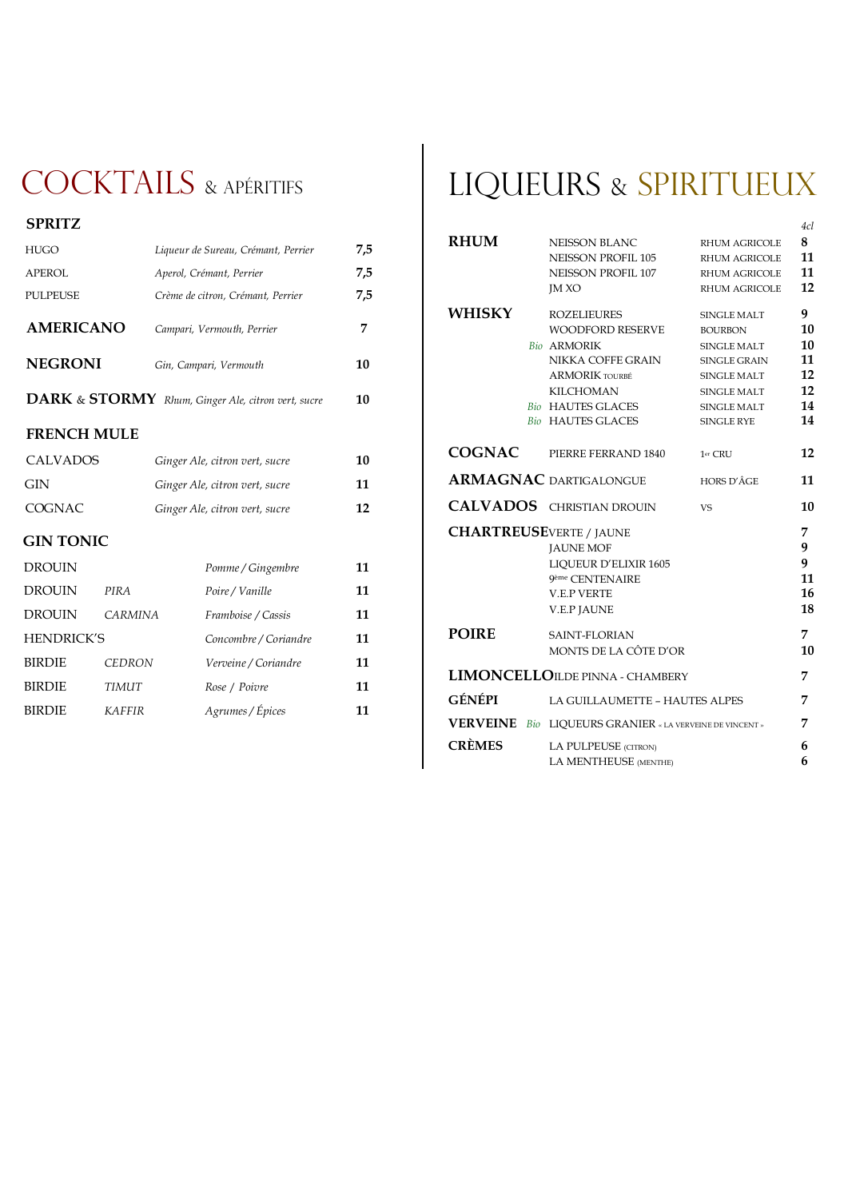# COCKTAILS & APÉRITIFS

## SPRITZ

| | | |
|---|---|---|
| HUGO | *Liqueur de Sureau, Crémant, Perrier* | **7,5** |
| APEROL | *Aperol, Crémant, Perrier* | **7,5** |
| PULPEUSE | *Crème de citron, Crémant, Perrier* | **7,5** |

## AMERICANO

*Campari, Vermouth, Perrier* — **7**

## NEGRONI

*Gin, Campari, Vermouth* — **10**

## DARK & STORMY

*Rhum, Ginger Ale, citron vert, sucre* — **10**

## FRENCH MULE

| | | |
|---|---|---|
| CALVADOS | *Ginger Ale, citron vert, sucre* | **10** |
| GIN | *Ginger Ale, citron vert, sucre* | **11** |
| COGNAC | *Ginger Ale, citron vert, sucre* | **12** |

## GIN TONIC

| | | | |
|---|---|---|---|
| DROUIN | | *Pomme / Gingembre* | **11** |
| DROUIN | *PIRA* | *Poire / Vanille* | **11** |
| DROUIN | *CARMINA* | *Framboise / Cassis* | **11** |
| HENDRICK'S | | *Concombre / Coriandre* | **11** |
| BIRDIE | *CEDRON* | *Verveine / Coriandre* | **11** |
| BIRDIE | *TIMUT* | *Rose / Poivre* | **11** |
| BIRDIE | *KAFFIR* | *Agrumes / Épices* | **11** |

# LIQUEURS & SPIRITUEUX

| | | | | *4cl* |
|---|---|---|---|---|
| **RHUM** | | NEISSON BLANC | RHUM AGRICOLE | **8** |
| | | NEISSON PROFIL 105 | RHUM AGRICOLE | **11** |
| | | NEISSON PROFIL 107 | RHUM AGRICOLE | **11** |
| | | JM XO | RHUM AGRICOLE | **12** |
| **WHISKY** | | ROZELIEURES | SINGLE MALT | **9** |
| | | WOODFORD RESERVE | BOURBON | **10** |
| | *Bio* | ARMORIK | SINGLE MALT | **10** |
| | | NIKKA COFFE GRAIN | SINGLE GRAIN | **11** |
| | | ARMORIK TOURBÉ | SINGLE MALT | **12** |
| | | KILCHOMAN | SINGLE MALT | **12** |
| | *Bio* | HAUTES GLACES | SINGLE MALT | **14** |
| | *Bio* | HAUTES GLACES | SINGLE RYE | **14** |
| **COGNAC** | | PIERRE FERRAND 1840 | 1er CRU | **12** |
| **ARMAGNAC** | | DARTIGALONGUE | HORS D'ÂGE | **11** |
| **CALVADOS** | | CHRISTIAN DROUIN | VS | **10** |
| **CHARTREUSE** | | VERTE / JAUNE | | **7** |
| | | JAUNE MOF | | **9** |
| | | LIQUEUR D'ELIXIR 1605 | | **9** |
| | | 9ème CENTENAIRE | | **11** |
| | | V.E.P VERTE | | **16** |
| | | V.E.P JAUNE | | **18** |
| **POIRE** | | SAINT-FLORIAN | | **7** |
| | | MONTS DE LA CÔTE D'OR | | **10** |
| **LIMONCELLO** | | ILDE PINNA - CHAMBERY | | **7** |
| **GÉNÉPI** | | LA GUILLAUMETTE – HAUTES ALPES | | **7** |
| **VERVEINE** | *Bio* | LIQUEURS GRANIER « LA VERVEINE DE VINCENT » | | **7** |
| **CRÈMES** | | LA PULPEUSE (CITRON) | | **6** |
| | | LA MENTHEUSE (MENTHE) | | **6** |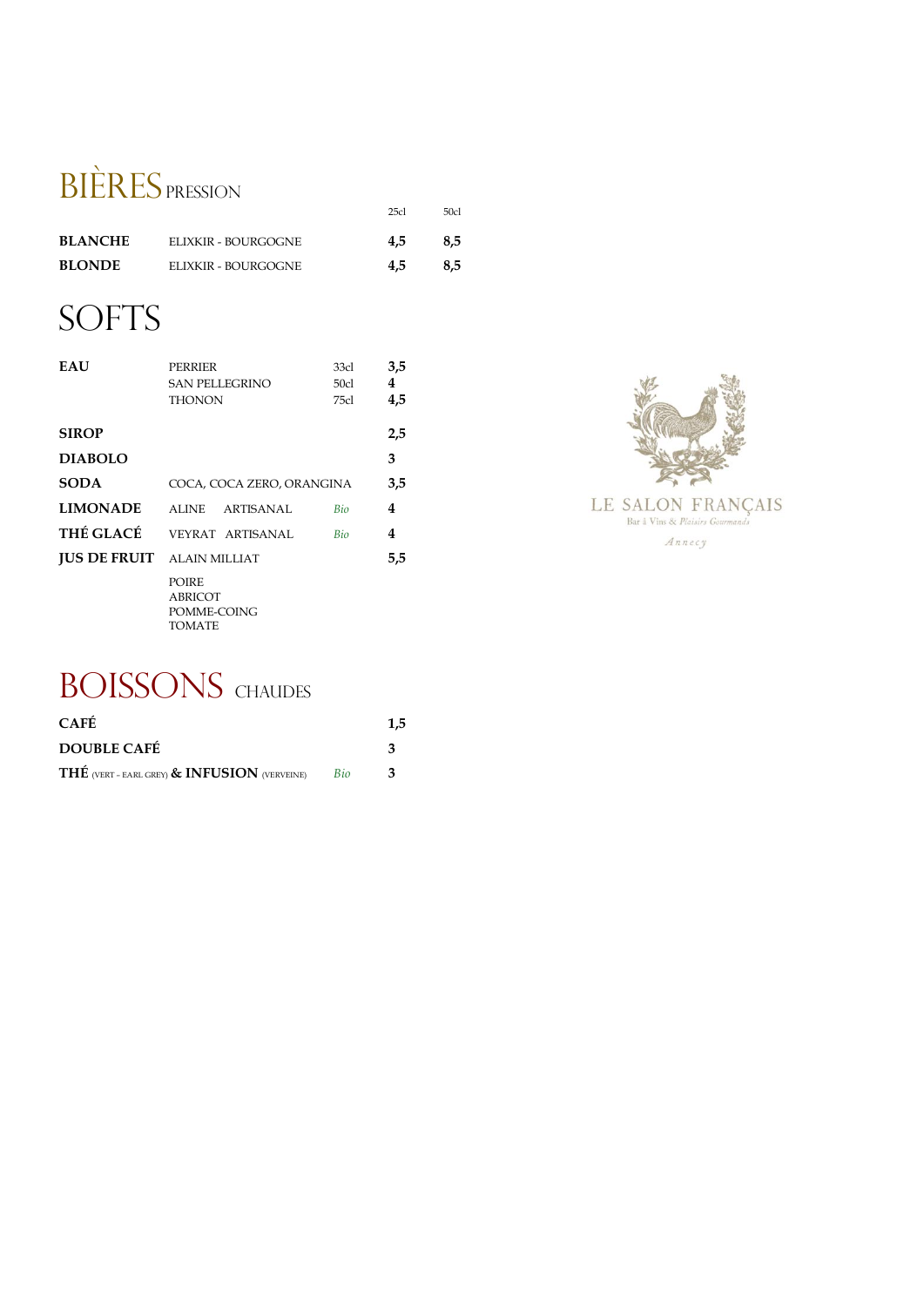# BIÈRES PRESSION

| | | 25cl | 50cl |
|---|---|---|---|
| **BLANCHE** | ELIXKIR - BOURGOGNE | **4,5** | **8,5** |
| **BLONDE** | ELIXKIR - BOURGOGNE | **4,5** | **8,5** |

# SOFTS

| | | | | |
|---|---|---|---|---|
| **EAU** | PERRIER | | 33cl | **3,5** |
| | SAN PELLEGRINO | | 50cl | **4** |
| | THONON | | 75cl | **4,5** |
| **SIROP** | | | | **2,5** |
| **DIABOLO** | | | | **3** |
| **SODA** | COCA, COCA ZERO, ORANGINA | | | **3,5** |
| **LIMONADE** | ALINE ARTISANAL | *Bio* | | **4** |
| **THÉ GLACÉ** | VEYRAT ARTISANAL | *Bio* | | **4** |
| **JUS DE FRUIT** | ALAIN MILLIAT | | | **5,5** |
| | POIRE<br>ABRICOT<br>POMME-COING<br>TOMATE | | | |

LE SALON FRANÇAIS
Bar à Vins & *Plaisirs Gourmands*
*Annecy*

# BOISSONS CHAUDES

| | | |
|---|---|---|
| **CAFÉ** | | **1,5** |
| **DOUBLE CAFÉ** | | **3** |
| **THÉ** (VERT - EARL GREY) **& INFUSION** (VERVEINE) | *Bio* | **3** |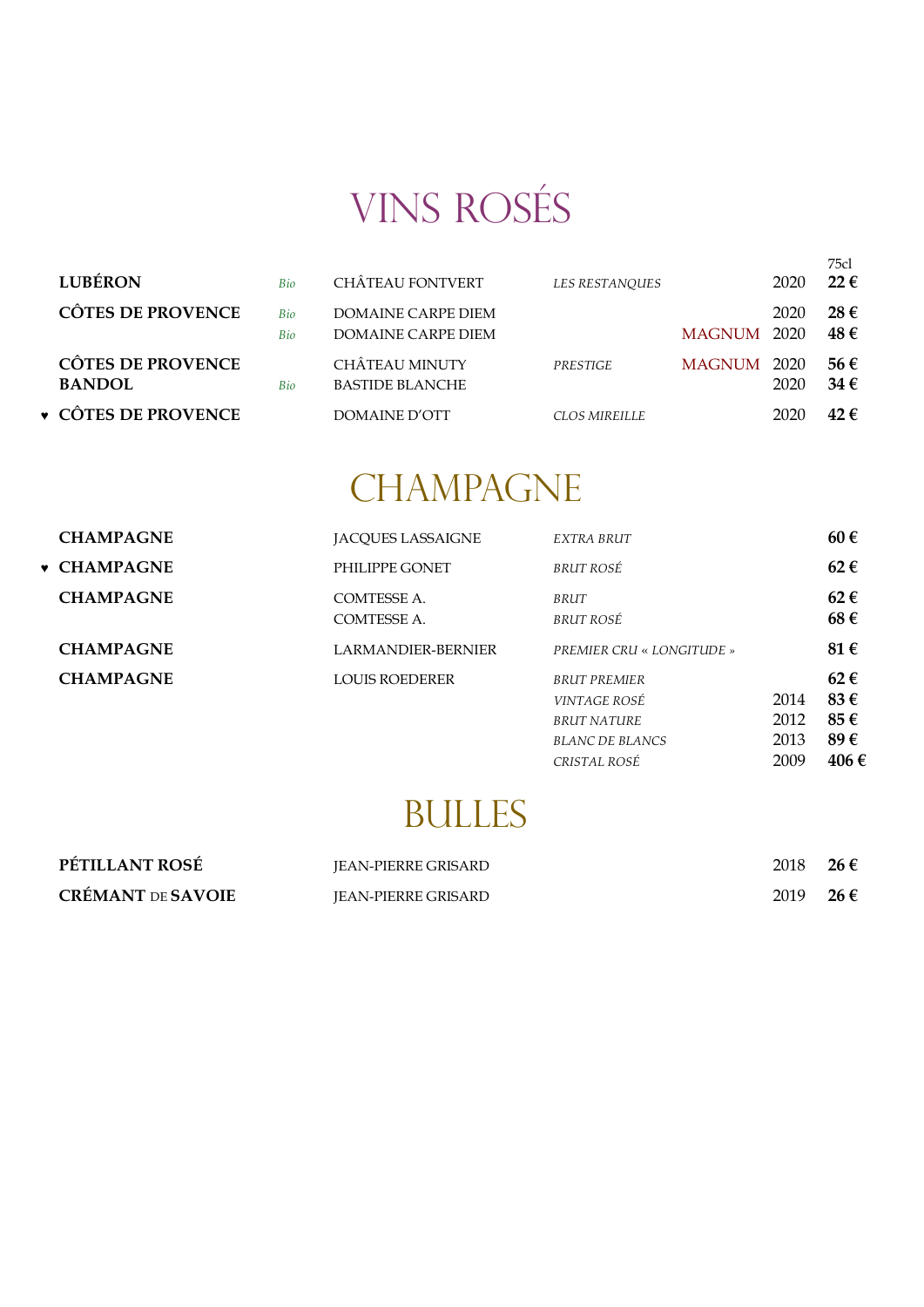# VINS ROSÉS

| | | | | | | 75cl |
|---|---|---|---|---|---|---|
| **LUBÉRON** | *Bio* | CHÂTEAU FONTVERT | *LES RESTANQUES* | | 2020 | **22 €** |
| **CÔTES DE PROVENCE** | *Bio* | DOMAINE CARPE DIEM | | | 2020 | **28 €** |
| | *Bio* | DOMAINE CARPE DIEM | | MAGNUM | 2020 | **48 €** |
| **CÔTES DE PROVENCE** | | CHÂTEAU MINUTY | *PRESTIGE* | MAGNUM | 2020 | **56 €** |
| **BANDOL** | *Bio* | BASTIDE BLANCHE | | | 2020 | **34 €** |
| ♥ **CÔTES DE PROVENCE** | | DOMAINE D'OTT | *CLOS MIREILLE* | | 2020 | **42 €** |

# CHAMPAGNE

| | | | | |
|---|---|---|---|---|
| **CHAMPAGNE** | JACQUES LASSAIGNE | *EXTRA BRUT* | | **60 €** |
| ♥ **CHAMPAGNE** | PHILIPPE GONET | *BRUT ROSÉ* | | **62 €** |
| **CHAMPAGNE** | COMTESSE A. | *BRUT* | | **62 €** |
| | COMTESSE A. | *BRUT ROSÉ* | | **68 €** |
| **CHAMPAGNE** | LARMANDIER-BERNIER | *PREMIER CRU « LONGITUDE »* | | **81 €** |
| **CHAMPAGNE** | LOUIS ROEDERER | *BRUT PREMIER* | | **62 €** |
| | | *VINTAGE ROSÉ* | 2014 | **83 €** |
| | | *BRUT NATURE* | 2012 | **85 €** |
| | | *BLANC DE BLANCS* | 2013 | **89 €** |
| | | *CRISTAL ROSÉ* | 2009 | **406 €** |

# BULLES

| | | | |
|---|---|---|---|
| **PÉTILLANT ROSÉ** | JEAN-PIERRE GRISARD | 2018 | **26 €** |
| **CRÉMANT** DE **SAVOIE** | JEAN-PIERRE GRISARD | 2019 | **26 €** |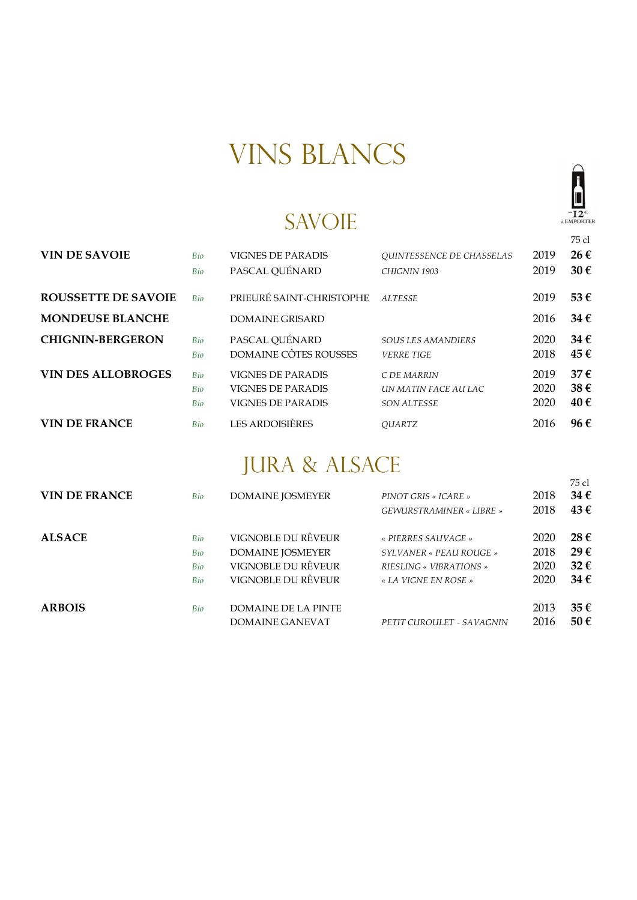# VINS BLANCS

-12€ à EMPORTER

## SAVOIE

| | | | | | 75 cl |
|---|---|---|---|---|---|
| **VIN DE SAVOIE** | *Bio* | VIGNES DE PARADIS | *QUINTESSENCE DE CHASSELAS* | 2019 | **26 €** |
| | *Bio* | PASCAL QUÉNARD | *CHIGNIN 1903* | 2019 | **30 €** |
| **ROUSSETTE DE SAVOIE** | *Bio* | PRIEURÉ SAINT-CHRISTOPHE | *ALTESSE* | 2019 | **53 €** |
| **MONDEUSE BLANCHE** | | DOMAINE GRISARD | | 2016 | **34 €** |
| **CHIGNIN-BERGERON** | *Bio* | PASCAL QUÉNARD | *SOUS LES AMANDIERS* | 2020 | **34 €** |
| | *Bio* | DOMAINE CÔTES ROUSSES | *VERRE TIGE* | 2018 | **45 €** |
| **VIN DES ALLOBROGES** | *Bio* | VIGNES DE PARADIS | *C DE MARRIN* | 2019 | **37 €** |
| | *Bio* | VIGNES DE PARADIS | *UN MATIN FACE AU LAC* | 2020 | **38 €** |
| | *Bio* | VIGNES DE PARADIS | *SON ALTESSE* | 2020 | **40 €** |
| **VIN DE FRANCE** | *Bio* | LES ARDOISIÈRES | *QUARTZ* | 2016 | **96 €** |

## JURA & ALSACE

| | | | | | 75 cl |
|---|---|---|---|---|---|
| **VIN DE FRANCE** | *Bio* | DOMAINE JOSMEYER | *PINOT GRIS « ICARE »* | 2018 | **34 €** |
| | | | *GEWURSTRAMINER « LIBRE »* | 2018 | **43 €** |
| **ALSACE** | *Bio* | VIGNOBLE DU RÊVEUR | *« PIERRES SAUVAGE »* | 2020 | **28 €** |
| | *Bio* | DOMAINE JOSMEYER | *SYLVANER « PEAU ROUGE »* | 2018 | **29 €** |
| | *Bio* | VIGNOBLE DU RÊVEUR | *RIESLING « VIBRATIONS »* | 2020 | **32 €** |
| | *Bio* | VIGNOBLE DU RÊVEUR | *« LA VIGNE EN ROSE »* | 2020 | **34 €** |
| **ARBOIS** | *Bio* | DOMAINE DE LA PINTE | | 2013 | **35 €** |
| | | DOMAINE GANEVAT | *PETIT CUROULET - SAVAGNIN* | 2016 | **50 €** |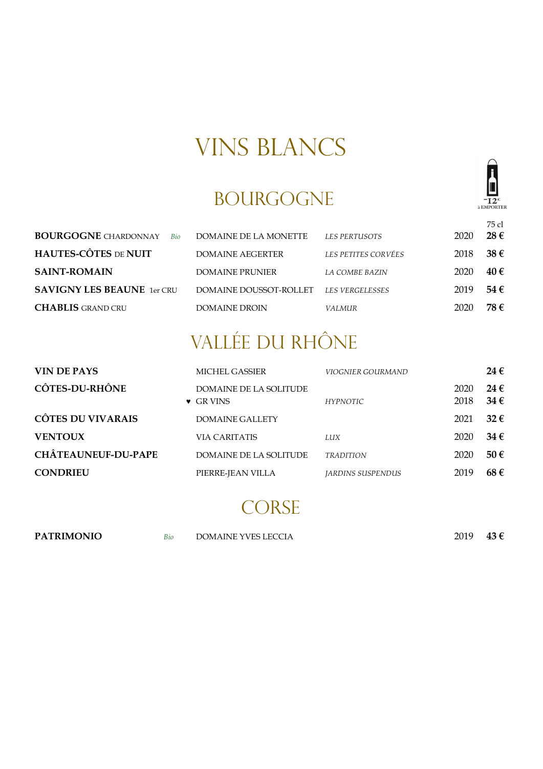# VINS BLANCS

-12€ à EMPORTER

## BOURGOGNE

| | | | | 75 cl |
|---|---|---|---|---|
| **BOURGOGNE** CHARDONNAY *Bio* | DOMAINE DE LA MONETTE | *LES PERTUSOTS* | 2020 | **28 €** |
| **HAUTES-CÔTES** DE **NUIT** | DOMAINE AEGERTER | *LES PETITES CORVÉES* | 2018 | **38 €** |
| **SAINT-ROMAIN** | DOMAINE PRUNIER | *LA COMBE BAZIN* | 2020 | **40 €** |
| **SAVIGNY LES BEAUNE** 1er CRU | DOMAINE DOUSSOT-ROLLET | *LES VERGELESSES* | 2019 | **54 €** |
| **CHABLIS** GRAND CRU | DOMAINE DROIN | *VALMUR* | 2020 | **78 €** |

## VALLÉE DU RHÔNE

| | | | | |
|---|---|---|---|---|
| **VIN DE PAYS** | MICHEL GASSIER | *VIOGNIER GOURMAND* | | **24 €** |
| **CÔTES-DU-RHÔNE** | DOMAINE DE LA SOLITUDE | | 2020 | **24 €** |
| | ♥ GR VINS | *HYPNOTIC* | 2018 | **34 €** |
| **CÔTES DU VIVARAIS** | DOMAINE GALLETY | | 2021 | **32 €** |
| **VENTOUX** | VIA CARITATIS | *LUX* | 2020 | **34 €** |
| **CHÂTEAUNEUF-DU-PAPE** | DOMAINE DE LA SOLITUDE | *TRADITION* | 2020 | **50 €** |
| **CONDRIEU** | PIERRE-JEAN VILLA | *JARDINS SUSPENDUS* | 2019 | **68 €** |

## CORSE

| | | | | |
|---|---|---|---|---|
| **PATRIMONIO** *Bio* | DOMAINE YVES LECCIA | | 2019 | **43 €** |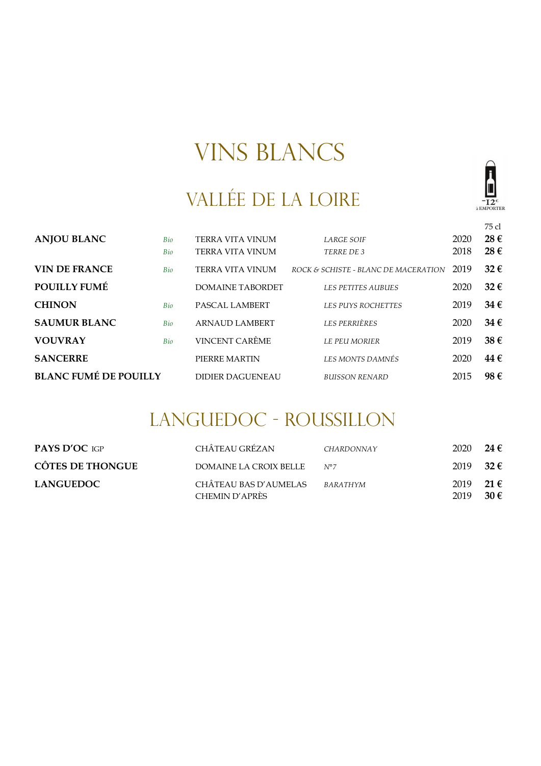# VINS BLANCS

-12€ à EMPORTER

## VALLÉE DE LA LOIRE

| | | | | | 75 cl |
|---|---|---|---|---|---|
| **ANJOU BLANC** | *Bio* | TERRA VITA VINUM | *LARGE SOIF* | 2020 | **28 €** |
| | *Bio* | TERRA VITA VINUM | *TERRE DE 3* | 2018 | **28 €** |
| **VIN DE FRANCE** | *Bio* | TERRA VITA VINUM | *ROCK & SCHISTE - BLANC DE MACERATION* | 2019 | **32 €** |
| **POUILLY FUMÉ** | | DOMAINE TABORDET | *LES PETITES AUBUES* | 2020 | **32 €** |
| **CHINON** | *Bio* | PASCAL LAMBERT | *LES PUYS ROCHETTES* | 2019 | **34 €** |
| **SAUMUR BLANC** | *Bio* | ARNAUD LAMBERT | *LES PERRIÈRES* | 2020 | **34 €** |
| **VOUVRAY** | *Bio* | VINCENT CARÊME | *LE PEU MORIER* | 2019 | **38 €** |
| **SANCERRE** | | PIERRE MARTIN | *LES MONTS DAMNÉS* | 2020 | **44 €** |
| **BLANC FUMÉ DE POUILLY** | | DIDIER DAGUENEAU | *BUISSON RENARD* | 2015 | **98 €** |

## LANGUEDOC - ROUSSILLON

| | | | | |
|---|---|---|---|---|
| **PAYS D'OC** IGP | CHÂTEAU GRÉZAN | *CHARDONNAY* | 2020 | **24 €** |
| **CÔTES DE THONGUE** | DOMAINE LA CROIX BELLE | *N°7* | 2019 | **32 €** |
| **LANGUEDOC** | CHÂTEAU BAS D'AUMELAS | *BARATHYM* | 2019 | **21 €** |
| | CHEMIN D'APRÈS | | 2019 | **30 €** |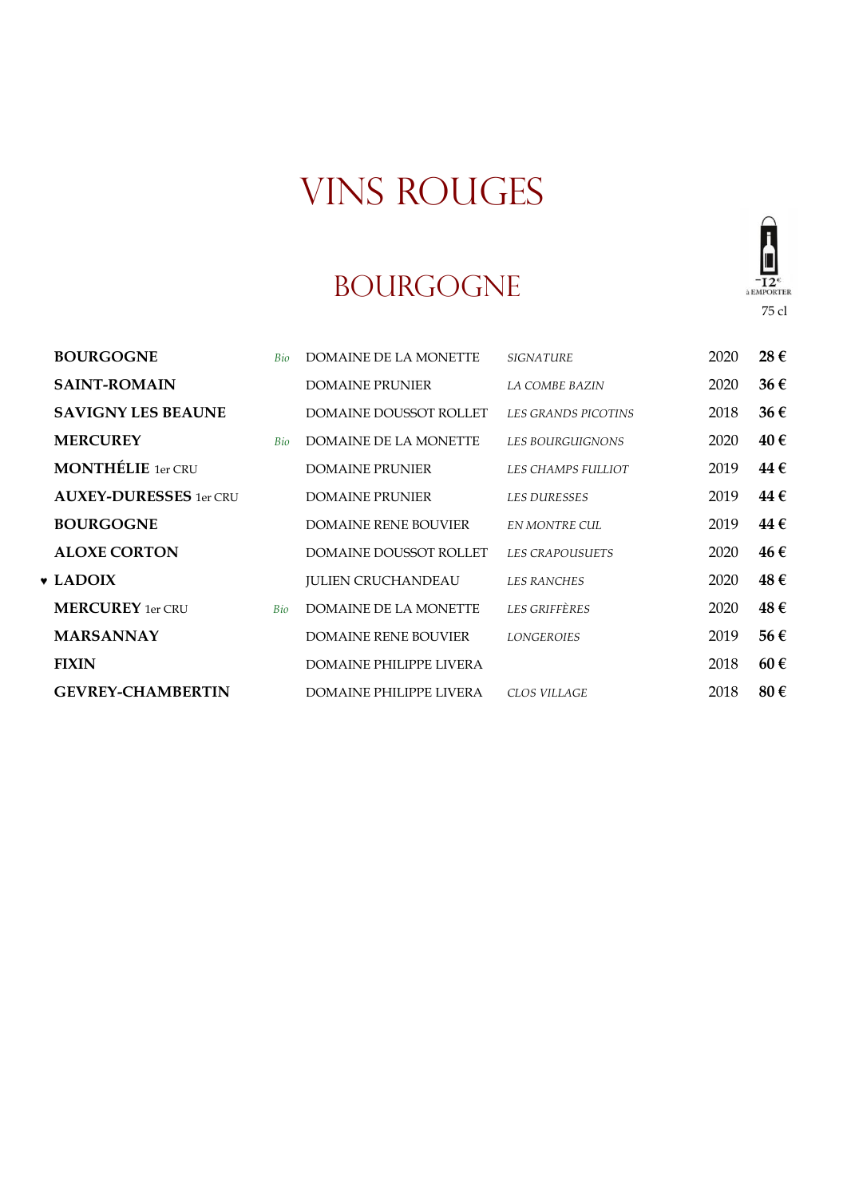# VINS ROUGES

## BOURGOGNE

-12€ à EMPORTER

| Appellation | | Domaine | Cuvée | Millésime | 75 cl |
|---|---|---|---|---|---|
| **BOURGOGNE** | *Bio* | DOMAINE DE LA MONETTE | *SIGNATURE* | 2020 | **28 €** |
| **SAINT-ROMAIN** | | DOMAINE PRUNIER | *LA COMBE BAZIN* | 2020 | **36 €** |
| **SAVIGNY LES BEAUNE** | | DOMAINE DOUSSOT ROLLET | *LES GRANDS PICOTINS* | 2018 | **36 €** |
| **MERCUREY** | *Bio* | DOMAINE DE LA MONETTE | *LES BOURGUIGNONS* | 2020 | **40 €** |
| **MONTHÉLIE** 1er CRU | | DOMAINE PRUNIER | *LES CHAMPS FULLIOT* | 2019 | **44 €** |
| **AUXEY-DURESSES** 1er CRU | | DOMAINE PRUNIER | *LES DURESSES* | 2019 | **44 €** |
| **BOURGOGNE** | | DOMAINE RENE BOUVIER | *EN MONTRE CUL* | 2019 | **44 €** |
| **ALOXE CORTON** | | DOMAINE DOUSSOT ROLLET | *LES CRAPOUSUETS* | 2020 | **46 €** |
| ♥ **LADOIX** | | JULIEN CRUCHANDEAU | *LES RANCHES* | 2020 | **48 €** |
| **MERCUREY** 1er CRU | *Bio* | DOMAINE DE LA MONETTE | *LES GRIFFÈRES* | 2020 | **48 €** |
| **MARSANNAY** | | DOMAINE RENE BOUVIER | *LONGEROIES* | 2019 | **56 €** |
| **FIXIN** | | DOMAINE PHILIPPE LIVERA | | 2018 | **60 €** |
| **GEVREY-CHAMBERTIN** | | DOMAINE PHILIPPE LIVERA | *CLOS VILLAGE* | 2018 | **80 €** |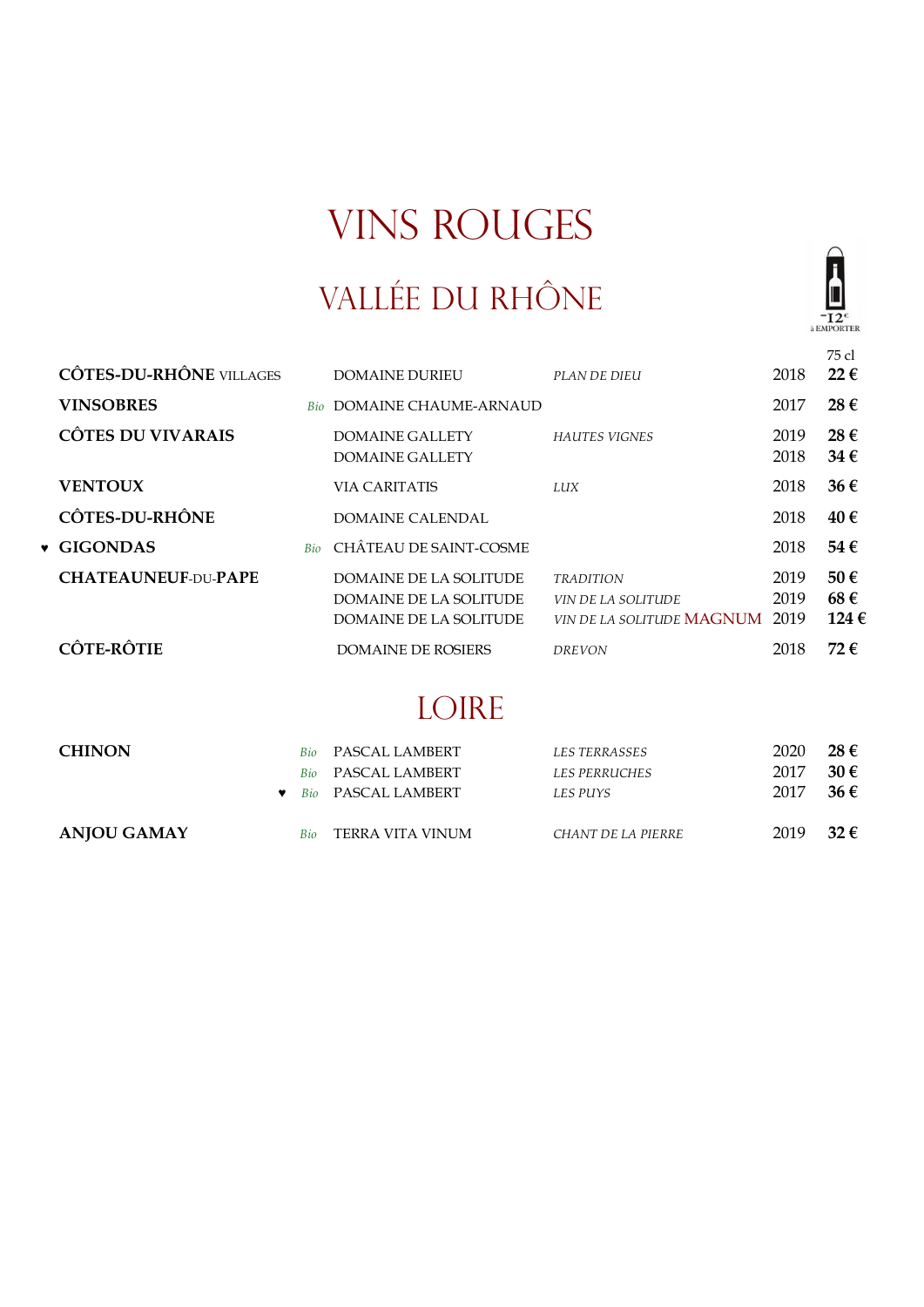# VINS ROUGES

## VALLÉE DU RHÔNE

-12€ à EMPORTER

| | Appellation | | Domaine | Cuvée | Millésime | 75 cl |
|---|---|---|---|---|---|---|
| | **CÔTES-DU-RHÔNE** VILLAGES | | DOMAINE DURIEU | *PLAN DE DIEU* | 2018 | **22 €** |
| | **VINSOBRES** | *Bio* | DOMAINE CHAUME-ARNAUD | | 2017 | **28 €** |
| | **CÔTES DU VIVARAIS** | | DOMAINE GALLETY | *HAUTES VIGNES* | 2019 | **28 €** |
| | | | DOMAINE GALLETY | | 2018 | **34 €** |
| | **VENTOUX** | | VIA CARITATIS | *LUX* | 2018 | **36 €** |
| | **CÔTES-DU-RHÔNE** | | DOMAINE CALENDAL | | 2018 | **40 €** |
| ♥ | **GIGONDAS** | *Bio* | CHÂTEAU DE SAINT-COSME | | 2018 | **54 €** |
| | **CHATEAUNEUF**-DU-**PAPE** | | DOMAINE DE LA SOLITUDE | *TRADITION* | 2019 | **50 €** |
| | | | DOMAINE DE LA SOLITUDE | *VIN DE LA SOLITUDE* | 2019 | **68 €** |
| | | | DOMAINE DE LA SOLITUDE | *VIN DE LA SOLITUDE* MAGNUM | 2019 | **124 €** |
| | **CÔTE-RÔTIE** | | DOMAINE DE ROSIERS | *DREVON* | 2018 | **72 €** |

## LOIRE

| | Appellation | | Domaine | Cuvée | Millésime | 75 cl |
|---|---|---|---|---|---|---|
| | **CHINON** | *Bio* | PASCAL LAMBERT | *LES TERRASSES* | 2020 | **28 €** |
| | | *Bio* | PASCAL LAMBERT | *LES PERRUCHES* | 2017 | **30 €** |
| | | ♥ *Bio* | PASCAL LAMBERT | *LES PUYS* | 2017 | **36 €** |
| | **ANJOU GAMAY** | *Bio* | TERRA VITA VINUM | *CHANT DE LA PIERRE* | 2019 | **32 €** |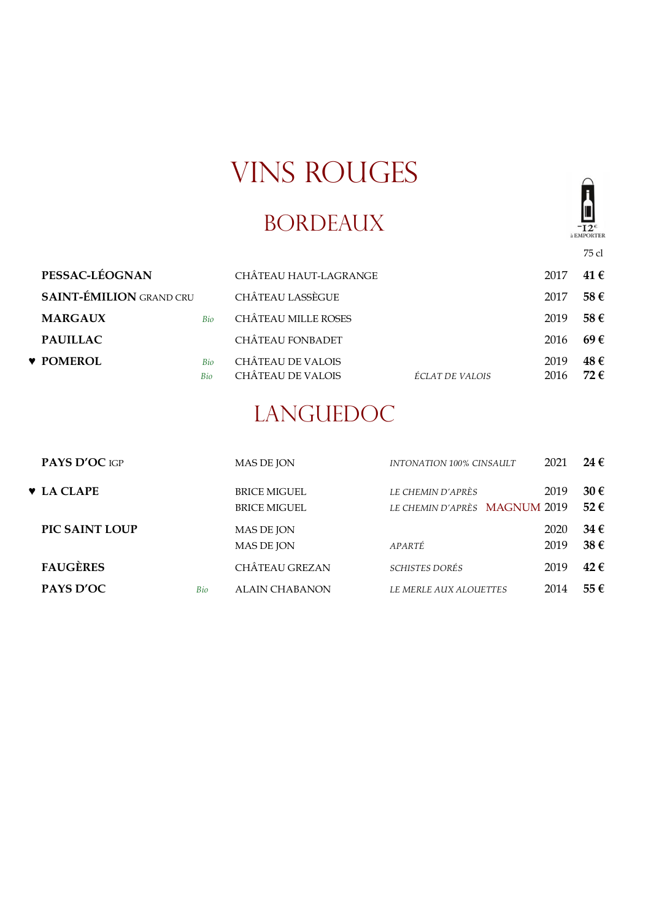# VINS ROUGES

## BORDEAUX

-12€ à EMPORTER

| Appellation | | Domaine | Cuvée | Millésime | 75 cl |
|---|---|---|---|---|---|
| **PESSAC-LÉOGNAN** | | CHÂTEAU HAUT-LAGRANGE | | 2017 | **41 €** |
| **SAINT-ÉMILION** GRAND CRU | | CHÂTEAU LASSÈGUE | | 2017 | **58 €** |
| **MARGAUX** | *Bio* | CHÂTEAU MILLE ROSES | | 2019 | **58 €** |
| **PAUILLAC** | | CHÂTEAU FONBADET | | 2016 | **69 €** |
| ♥ **POMEROL** | *Bio* | CHÂTEAU DE VALOIS | | 2019 | **48 €** |
| | *Bio* | CHÂTEAU DE VALOIS | *ÉCLAT DE VALOIS* | 2016 | **72 €** |

## LANGUEDOC

| Appellation | | Domaine | Cuvée | Millésime | 75 cl |
|---|---|---|---|---|---|
| **PAYS D'OC** IGP | | MAS DE JON | *INTONATION 100% CINSAULT* | 2021 | **24 €** |
| ♥ **LA CLAPE** | | BRICE MIGUEL | *LE CHEMIN D'APRÈS* | 2019 | **30 €** |
| | | BRICE MIGUEL | *LE CHEMIN D'APRÈS* MAGNUM | 2019 | **52 €** |
| **PIC SAINT LOUP** | | MAS DE JON | | 2020 | **34 €** |
| | | MAS DE JON | *APARTÉ* | 2019 | **38 €** |
| **FAUGÈRES** | | CHÂTEAU GREZAN | *SCHISTES DORÉS* | 2019 | **42 €** |
| **PAYS D'OC** | *Bio* | ALAIN CHABANON | *LE MERLE AUX ALOUETTES* | 2014 | **55 €** |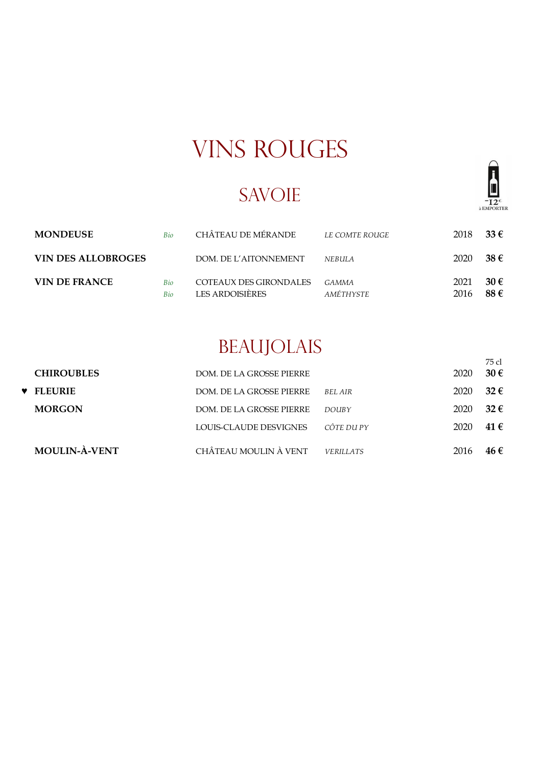# VINS ROUGES

## SAVOIE

-12€ à EMPORTER

| | | | | | |
|---|---|---|---|---|---|
| **MONDEUSE** | *Bio* | CHÂTEAU DE MÉRANDE | *LE COMTE ROUGE* | 2018 | **33 €** |
| **VIN DES ALLOBROGES** | | DOM. DE L'AITONNEMENT | *NEBULA* | 2020 | **38 €** |
| **VIN DE FRANCE** | *Bio* | COTEAUX DES GIRONDALES | *GAMMA* | 2021 | **30 €** |
| | *Bio* | LES ARDOISIÈRES | *AMÉTHYSTE* | 2016 | **88 €** |

## BEAUJOLAIS

| | | | | 75 cl |
|---|---|---|---|---|
| **CHIROUBLES** | DOM. DE LA GROSSE PIERRE | | 2020 | **30 €** |
| ♥ **FLEURIE** | DOM. DE LA GROSSE PIERRE | *BEL AIR* | 2020 | **32 €** |
| **MORGON** | DOM. DE LA GROSSE PIERRE | *DOUBY* | 2020 | **32 €** |
| | LOUIS-CLAUDE DESVIGNES | *CÔTE DU PY* | 2020 | **41 €** |
| **MOULIN-À-VENT** | CHÂTEAU MOULIN À VENT | *VERILLATS* | 2016 | **46 €** |